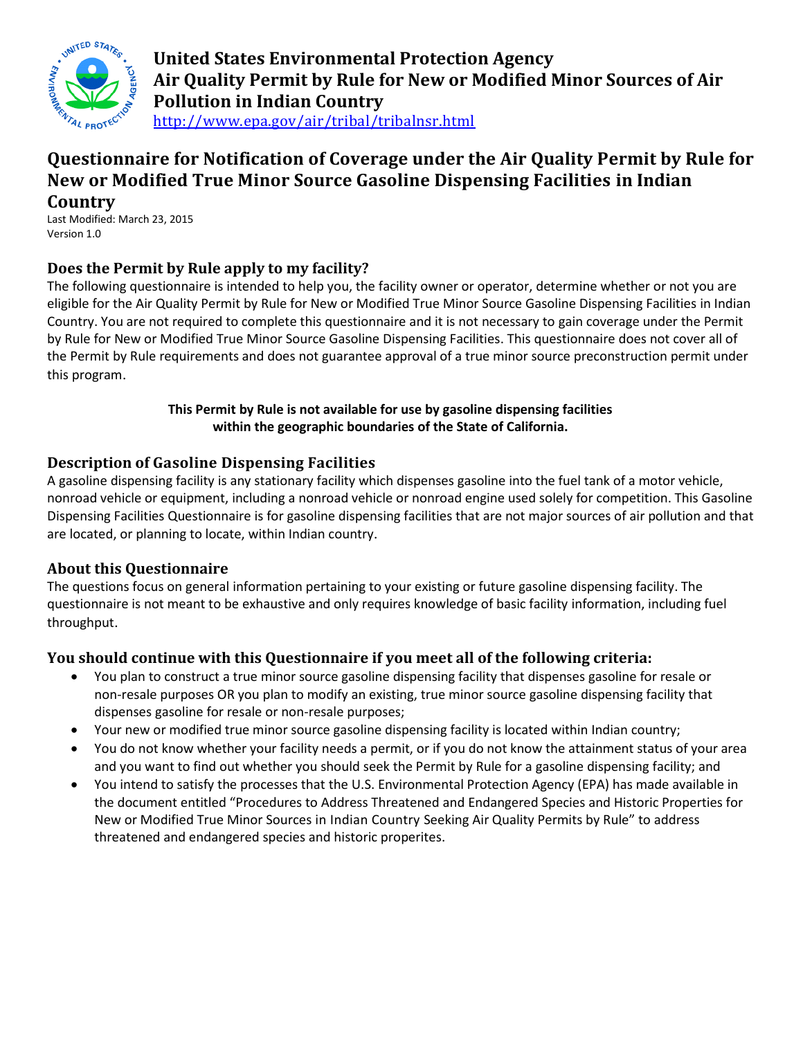# United States Environmental Protection Agency
# Air Quality Permit by Rule for New or Modified Minor Sources of Air Pollution in Indian Country

http://www.epa.gov/air/tribal/tribalnsr.html

## Questionnaire for Notification of Coverage under the Air Quality Permit by Rule for New or Modified True Minor Source Gasoline Dispensing Facilities in Indian Country

Last Modified: March 23, 2015
Version 1.0

### Does the Permit by Rule apply to my facility?

The following questionnaire is intended to help you, the facility owner or operator, determine whether or not you are eligible for the Air Quality Permit by Rule for New or Modified True Minor Source Gasoline Dispensing Facilities in Indian Country. You are not required to complete this questionnaire and it is not necessary to gain coverage under the Permit by Rule for New or Modified True Minor Source Gasoline Dispensing Facilities. This questionnaire does not cover all of the Permit by Rule requirements and does not guarantee approval of a true minor source preconstruction permit under this program.

**This Permit by Rule is not available for use by gasoline dispensing facilities within the geographic boundaries of the State of California.**

### Description of Gasoline Dispensing Facilities

A gasoline dispensing facility is any stationary facility which dispenses gasoline into the fuel tank of a motor vehicle, nonroad vehicle or equipment, including a nonroad vehicle or nonroad engine used solely for competition. This Gasoline Dispensing Facilities Questionnaire is for gasoline dispensing facilities that are not major sources of air pollution and that are located, or planning to locate, within Indian country.

### About this Questionnaire

The questions focus on general information pertaining to your existing or future gasoline dispensing facility. The questionnaire is not meant to be exhaustive and only requires knowledge of basic facility information, including fuel throughput.

### You should continue with this Questionnaire if you meet all of the following criteria:

- You plan to construct a true minor source gasoline dispensing facility that dispenses gasoline for resale or non-resale purposes OR you plan to modify an existing, true minor source gasoline dispensing facility that dispenses gasoline for resale or non-resale purposes;
- Your new or modified true minor source gasoline dispensing facility is located within Indian country;
- You do not know whether your facility needs a permit, or if you do not know the attainment status of your area and you want to find out whether you should seek the Permit by Rule for a gasoline dispensing facility; and
- You intend to satisfy the processes that the U.S. Environmental Protection Agency (EPA) has made available in the document entitled "Procedures to Address Threatened and Endangered Species and Historic Properties for New or Modified True Minor Sources in Indian Country Seeking Air Quality Permits by Rule" to address threatened and endangered species and historic properites.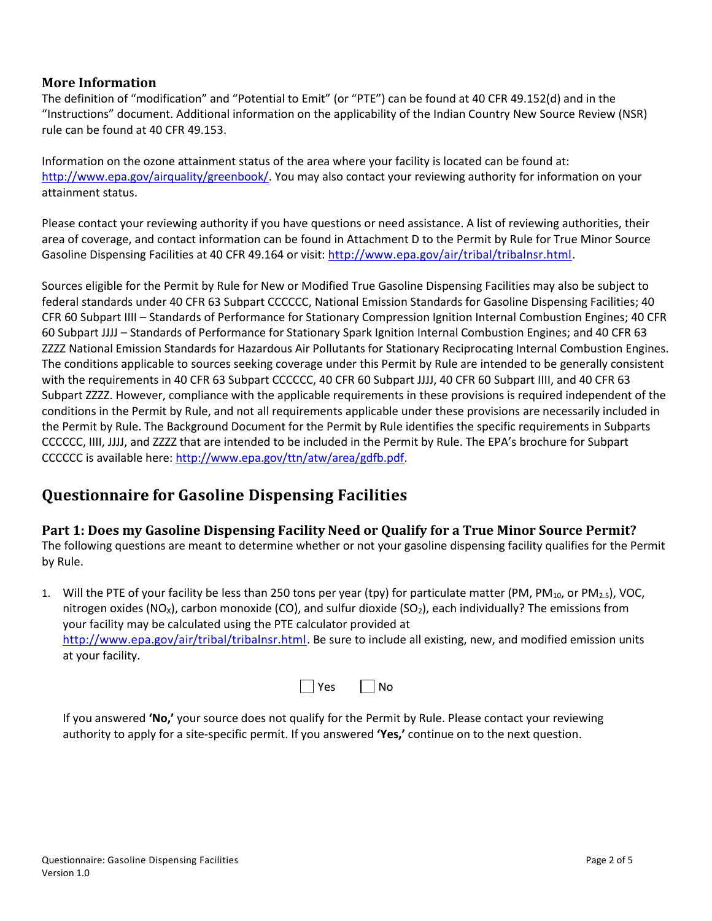### More Information

The definition of "modification" and "Potential to Emit" (or "PTE") can be found at 40 CFR 49.152(d) and in the "Instructions" document. Additional information on the applicability of the Indian Country New Source Review (NSR) rule can be found at 40 CFR 49.153.

Information on the ozone attainment status of the area where your facility is located can be found at: http://www.epa.gov/airquality/greenbook/. You may also contact your reviewing authority for information on your attainment status.

Please contact your reviewing authority if you have questions or need assistance. A list of reviewing authorities, their area of coverage, and contact information can be found in Attachment D to the Permit by Rule for True Minor Source Gasoline Dispensing Facilities at 40 CFR 49.164 or visit: http://www.epa.gov/air/tribal/tribalnsr.html.

Sources eligible for the Permit by Rule for New or Modified True Gasoline Dispensing Facilities may also be subject to federal standards under 40 CFR 63 Subpart CCCCCC, National Emission Standards for Gasoline Dispensing Facilities; 40 CFR 60 Subpart IIII – Standards of Performance for Stationary Compression Ignition Internal Combustion Engines; 40 CFR 60 Subpart JJJJ – Standards of Performance for Stationary Spark Ignition Internal Combustion Engines; and 40 CFR 63 ZZZZ National Emission Standards for Hazardous Air Pollutants for Stationary Reciprocating Internal Combustion Engines. The conditions applicable to sources seeking coverage under this Permit by Rule are intended to be generally consistent with the requirements in 40 CFR 63 Subpart CCCCCC, 40 CFR 60 Subpart JJJJ, 40 CFR 60 Subpart IIII, and 40 CFR 63 Subpart ZZZZ. However, compliance with the applicable requirements in these provisions is required independent of the conditions in the Permit by Rule, and not all requirements applicable under these provisions are necessarily included in the Permit by Rule. The Background Document for the Permit by Rule identifies the specific requirements in Subparts CCCCCC, IIII, JJJJ, and ZZZZ that are intended to be included in the Permit by Rule. The EPA's brochure for Subpart CCCCCC is available here: http://www.epa.gov/ttn/atw/area/gdfb.pdf.

## Questionnaire for Gasoline Dispensing Facilities

### Part 1: Does my Gasoline Dispensing Facility Need or Qualify for a True Minor Source Permit?

The following questions are meant to determine whether or not your gasoline dispensing facility qualifies for the Permit by Rule.

1. Will the PTE of your facility be less than 250 tons per year (tpy) for particulate matter (PM, $PM_{10}$, or $PM_{2.5}$), VOC, nitrogen oxides ($NO_X$), carbon monoxide (CO), and sulfur dioxide ($SO_2$), each individually? The emissions from your facility may be calculated using the PTE calculator provided at http://www.epa.gov/air/tribal/tribalnsr.html. Be sure to include all existing, new, and modified emission units at your facility.

   ☐ Yes ☐ No

   If you answered **'No,'** your source does not qualify for the Permit by Rule. Please contact your reviewing authority to apply for a site-specific permit. If you answered **'Yes,'** continue on to the next question.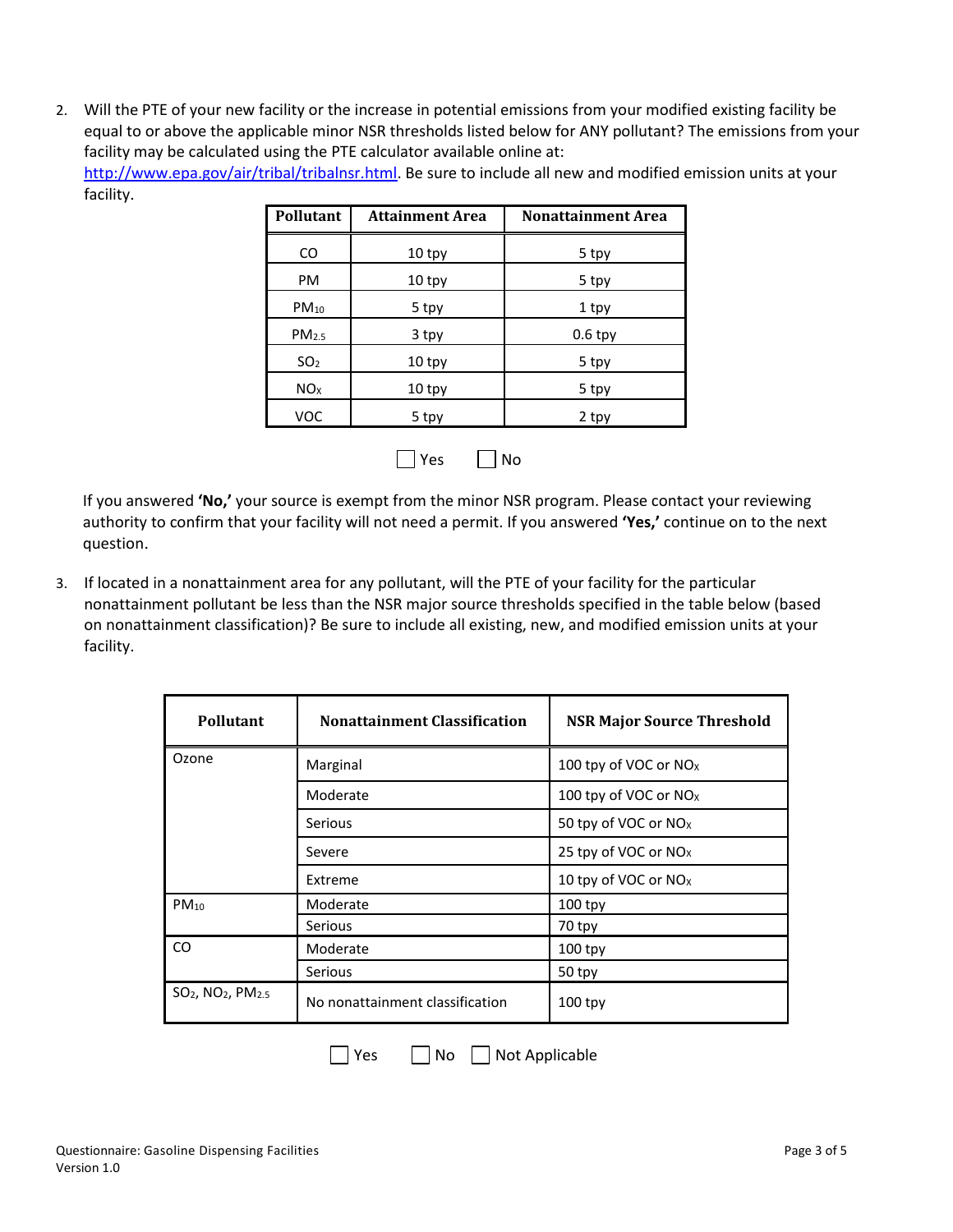2. Will the PTE of your new facility or the increase in potential emissions from your modified existing facility be equal to or above the applicable minor NSR thresholds listed below for ANY pollutant? The emissions from your facility may be calculated using the PTE calculator available online at: [http://www.epa.gov/air/tribal/tribalnsr.html](http://www.epa.gov/air/tribal/tribalnsr.html). Be sure to include all new and modified emission units at your facility.

| Pollutant | Attainment Area | Nonattainment Area |
|---|---|---|
| CO | 10 tpy | 5 tpy |
| PM | 10 tpy | 5 tpy |
| $PM_{10}$ | 5 tpy | 1 tpy |
| $PM_{2.5}$ | 3 tpy | 0.6 tpy |
| $SO_2$ | 10 tpy | 5 tpy |
| $NO_X$ | 10 tpy | 5 tpy |
| VOC | 5 tpy | 2 tpy |

☐ Yes ☐ No

If you answered **'No,'** your source is exempt from the minor NSR program. Please contact your reviewing authority to confirm that your facility will not need a permit. If you answered **'Yes,'** continue on to the next question.

3. If located in a nonattainment area for any pollutant, will the PTE of your facility for the particular nonattainment pollutant be less than the NSR major source thresholds specified in the table below (based on nonattainment classification)? Be sure to include all existing, new, and modified emission units at your facility.

| Pollutant | Nonattainment Classification | NSR Major Source Threshold |
|---|---|---|
| Ozone | Marginal | 100 tpy of VOC or $NO_X$ |
| | Moderate | 100 tpy of VOC or $NO_X$ |
| | Serious | 50 tpy of VOC or $NO_X$ |
| | Severe | 25 tpy of VOC or $NO_X$ |
| | Extreme | 10 tpy of VOC or $NO_X$ |
| $PM_{10}$ | Moderate | 100 tpy |
| | Serious | 70 tpy |
| CO | Moderate | 100 tpy |
| | Serious | 50 tpy |
| $SO_2$, $NO_2$, $PM_{2.5}$ | No nonattainment classification | 100 tpy |

☐ Yes ☐ No ☐ Not Applicable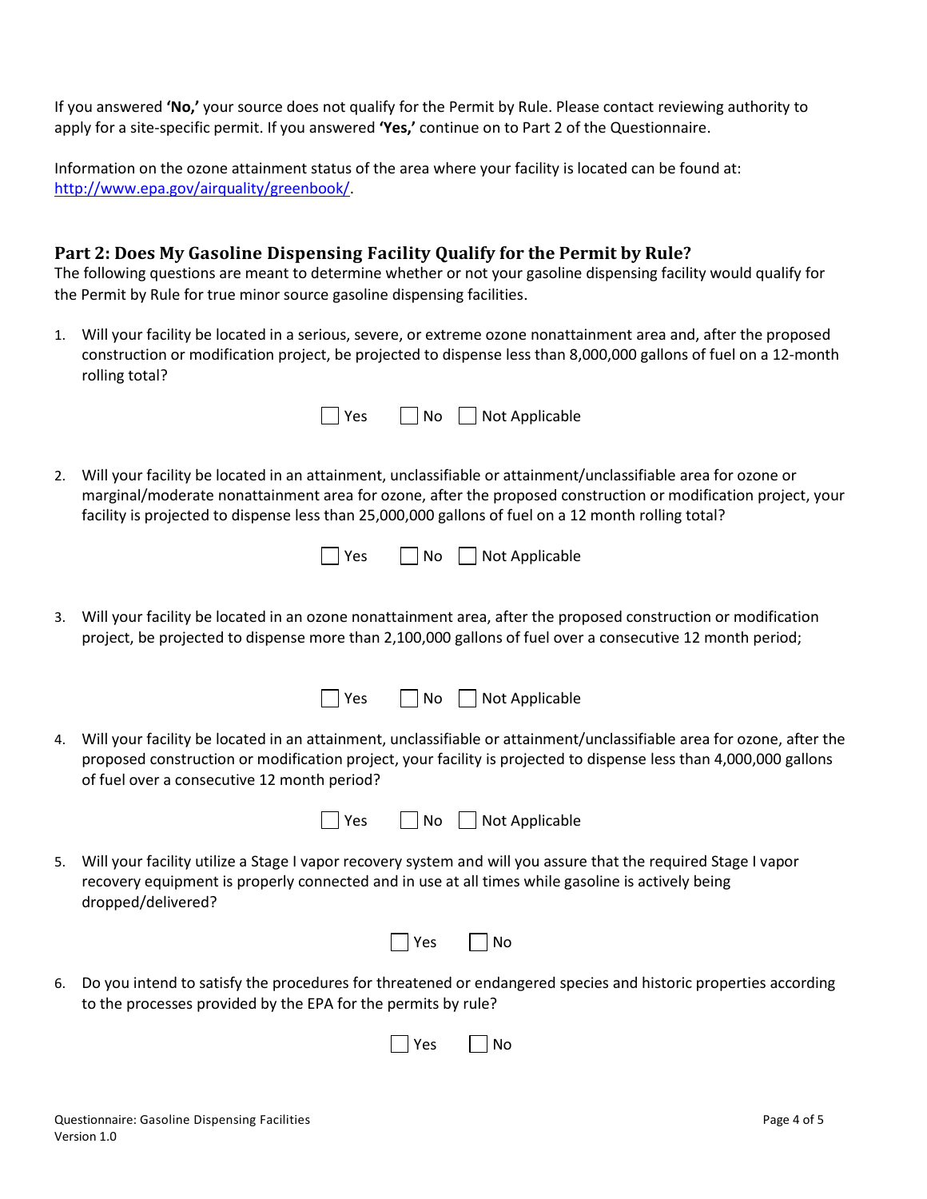If you answered **'No,'** your source does not qualify for the Permit by Rule. Please contact reviewing authority to apply for a site-specific permit. If you answered **'Yes,'** continue on to Part 2 of the Questionnaire.

Information on the ozone attainment status of the area where your facility is located can be found at: [http://www.epa.gov/airquality/greenbook/](http://www.epa.gov/airquality/greenbook/).

## Part 2: Does My Gasoline Dispensing Facility Qualify for the Permit by Rule?

The following questions are meant to determine whether or not your gasoline dispensing facility would qualify for the Permit by Rule for true minor source gasoline dispensing facilities.

1. Will your facility be located in a serious, severe, or extreme ozone nonattainment area and, after the proposed construction or modification project, be projected to dispense less than 8,000,000 gallons of fuel on a 12-month rolling total?

   ☐ Yes ☐ No ☐ Not Applicable

2. Will your facility be located in an attainment, unclassifiable or attainment/unclassifiable area for ozone or marginal/moderate nonattainment area for ozone, after the proposed construction or modification project, your facility is projected to dispense less than 25,000,000 gallons of fuel on a 12 month rolling total?

   ☐ Yes ☐ No ☐ Not Applicable

3. Will your facility be located in an ozone nonattainment area, after the proposed construction or modification project, be projected to dispense more than 2,100,000 gallons of fuel over a consecutive 12 month period;

   ☐ Yes ☐ No ☐ Not Applicable

4. Will your facility be located in an attainment, unclassifiable or attainment/unclassifiable area for ozone, after the proposed construction or modification project, your facility is projected to dispense less than 4,000,000 gallons of fuel over a consecutive 12 month period?

   ☐ Yes ☐ No ☐ Not Applicable

5. Will your facility utilize a Stage I vapor recovery system and will you assure that the required Stage I vapor recovery equipment is properly connected and in use at all times while gasoline is actively being dropped/delivered?

   ☐ Yes ☐ No

6. Do you intend to satisfy the procedures for threatened or endangered species and historic properties according to the processes provided by the EPA for the permits by rule?

   ☐ Yes ☐ No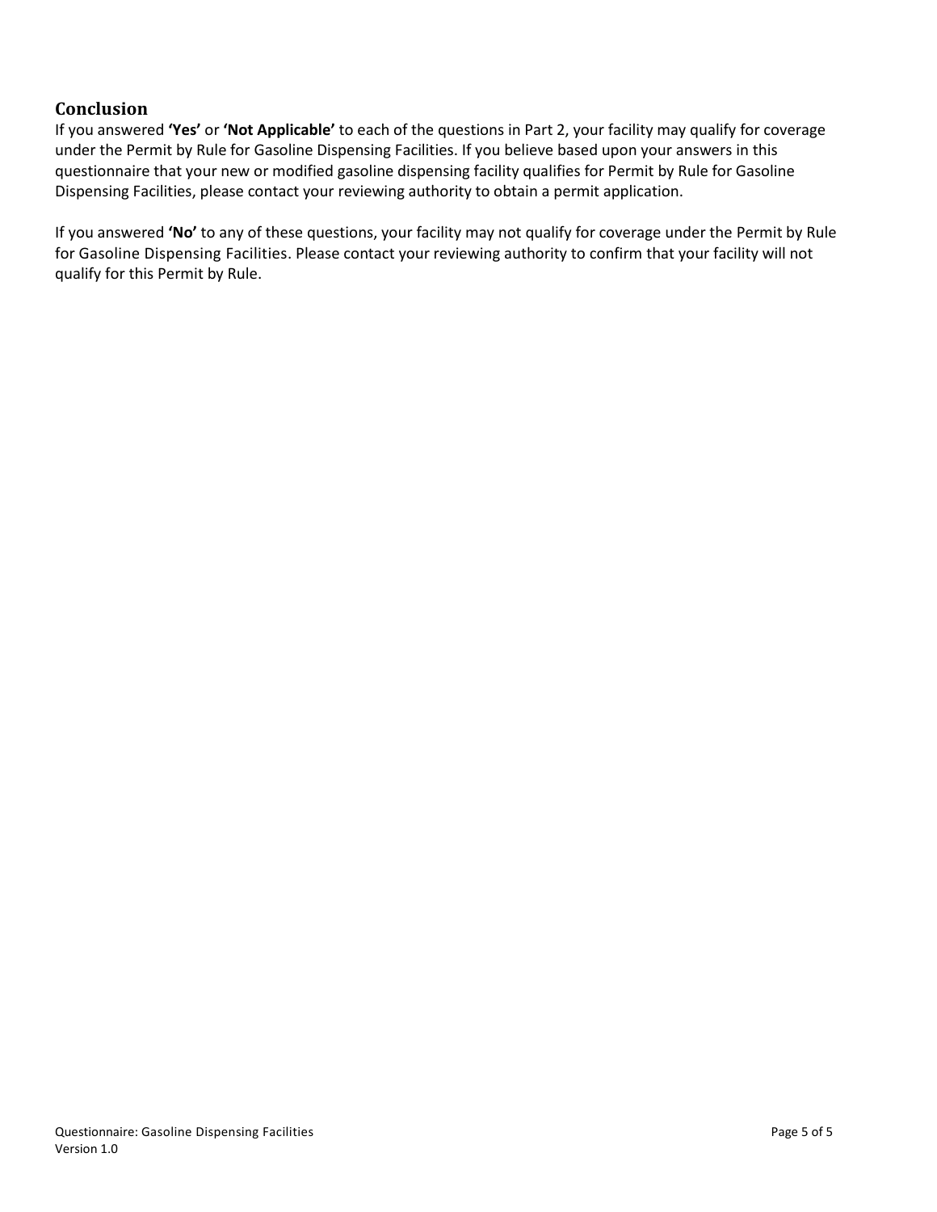## Conclusion

If you answered **'Yes'** or **'Not Applicable'** to each of the questions in Part 2, your facility may qualify for coverage under the Permit by Rule for Gasoline Dispensing Facilities. If you believe based upon your answers in this questionnaire that your new or modified gasoline dispensing facility qualifies for Permit by Rule for Gasoline Dispensing Facilities, please contact your reviewing authority to obtain a permit application.

If you answered **'No'** to any of these questions, your facility may not qualify for coverage under the Permit by Rule for Gasoline Dispensing Facilities. Please contact your reviewing authority to confirm that your facility will not qualify for this Permit by Rule.